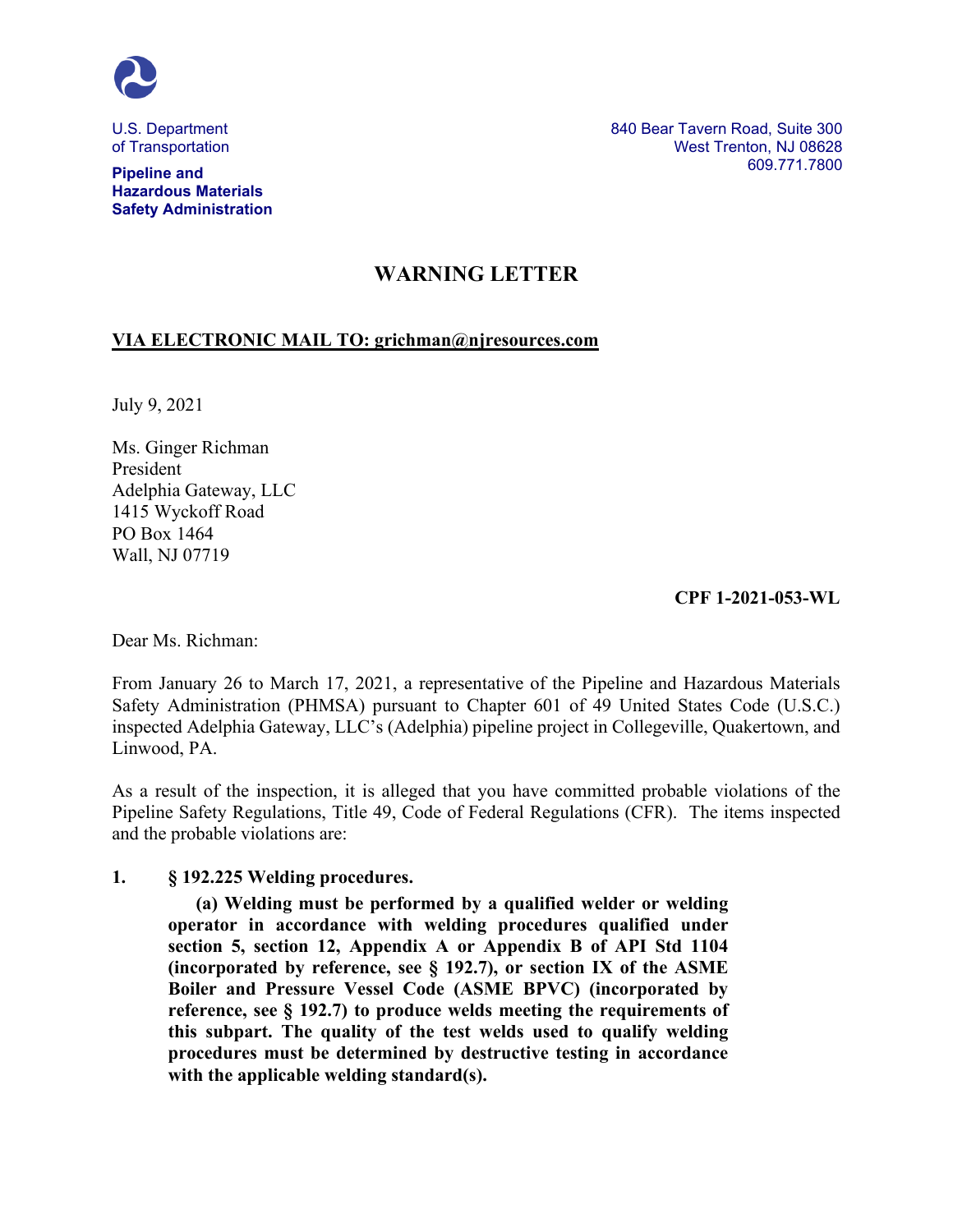U.S. Department of Transportation

**Pipeline and Hazardous Materials Safety Administration**

840 Bear Tavern Road, Suite 300
West Trenton, NJ 08628
609.771.7800

# WARNING LETTER

**VIA ELECTRONIC MAIL TO: grichman@njresources.com**

July 9, 2021

Ms. Ginger Richman
President
Adelphia Gateway, LLC
1415 Wyckoff Road
PO Box 1464
Wall, NJ 07719

**CPF 1-2021-053-WL**

Dear Ms. Richman:

From January 26 to March 17, 2021, a representative of the Pipeline and Hazardous Materials Safety Administration (PHMSA) pursuant to Chapter 601 of 49 United States Code (U.S.C.) inspected Adelphia Gateway, LLC's (Adelphia) pipeline project in Collegeville, Quakertown, and Linwood, PA.

As a result of the inspection, it is alleged that you have committed probable violations of the Pipeline Safety Regulations, Title 49, Code of Federal Regulations (CFR). The items inspected and the probable violations are:

**1. § 192.225 Welding procedures.**

> **(a) Welding must be performed by a qualified welder or welding operator in accordance with welding procedures qualified under section 5, section 12, Appendix A or Appendix B of API Std 1104 (incorporated by reference, see § 192.7), or section IX of the ASME Boiler and Pressure Vessel Code (ASME BPVC) (incorporated by reference, see § 192.7) to produce welds meeting the requirements of this subpart. The quality of the test welds used to qualify welding procedures must be determined by destructive testing in accordance with the applicable welding standard(s).**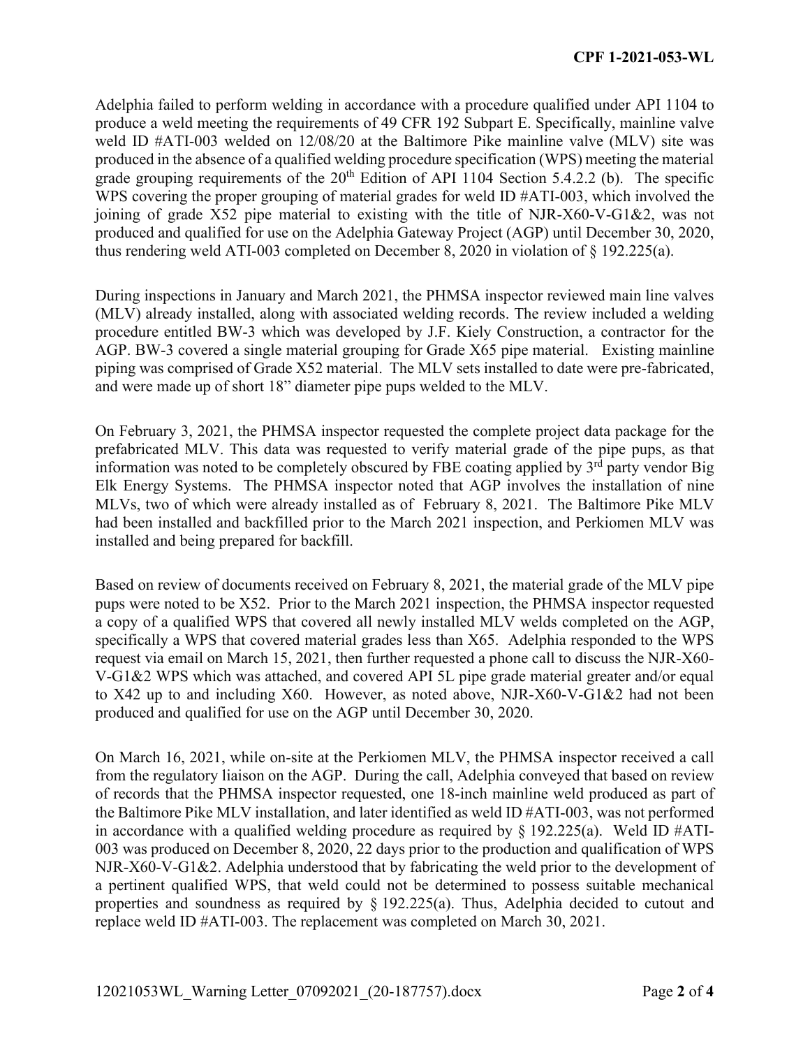Adelphia failed to perform welding in accordance with a procedure qualified under API 1104 to produce a weld meeting the requirements of 49 CFR 192 Subpart E. Specifically, mainline valve weld ID #ATI-003 welded on 12/08/20 at the Baltimore Pike mainline valve (MLV) site was produced in the absence of a qualified welding procedure specification (WPS) meeting the material grade grouping requirements of the 20th Edition of API 1104 Section 5.4.2.2 (b). The specific WPS covering the proper grouping of material grades for weld ID #ATI-003, which involved the joining of grade X52 pipe material to existing with the title of NJR-X60-V-G1&2, was not produced and qualified for use on the Adelphia Gateway Project (AGP) until December 30, 2020, thus rendering weld ATI-003 completed on December 8, 2020 in violation of § 192.225(a).

During inspections in January and March 2021, the PHMSA inspector reviewed main line valves (MLV) already installed, along with associated welding records. The review included a welding procedure entitled BW-3 which was developed by J.F. Kiely Construction, a contractor for the AGP. BW-3 covered a single material grouping for Grade X65 pipe material. Existing mainline piping was comprised of Grade X52 material. The MLV sets installed to date were pre-fabricated, and were made up of short 18" diameter pipe pups welded to the MLV.

On February 3, 2021, the PHMSA inspector requested the complete project data package for the prefabricated MLV. This data was requested to verify material grade of the pipe pups, as that information was noted to be completely obscured by FBE coating applied by 3rd party vendor Big Elk Energy Systems. The PHMSA inspector noted that AGP involves the installation of nine MLVs, two of which were already installed as of February 8, 2021. The Baltimore Pike MLV had been installed and backfilled prior to the March 2021 inspection, and Perkiomen MLV was installed and being prepared for backfill.

Based on review of documents received on February 8, 2021, the material grade of the MLV pipe pups were noted to be X52. Prior to the March 2021 inspection, the PHMSA inspector requested a copy of a qualified WPS that covered all newly installed MLV welds completed on the AGP, specifically a WPS that covered material grades less than X65. Adelphia responded to the WPS request via email on March 15, 2021, then further requested a phone call to discuss the NJR-X60-V-G1&2 WPS which was attached, and covered API 5L pipe grade material greater and/or equal to X42 up to and including X60. However, as noted above, NJR-X60-V-G1&2 had not been produced and qualified for use on the AGP until December 30, 2020.

On March 16, 2021, while on-site at the Perkiomen MLV, the PHMSA inspector received a call from the regulatory liaison on the AGP. During the call, Adelphia conveyed that based on review of records that the PHMSA inspector requested, one 18-inch mainline weld produced as part of the Baltimore Pike MLV installation, and later identified as weld ID #ATI-003, was not performed in accordance with a qualified welding procedure as required by § 192.225(a). Weld ID #ATI-003 was produced on December 8, 2020, 22 days prior to the production and qualification of WPS NJR-X60-V-G1&2. Adelphia understood that by fabricating the weld prior to the development of a pertinent qualified WPS, that weld could not be determined to possess suitable mechanical properties and soundness as required by § 192.225(a). Thus, Adelphia decided to cutout and replace weld ID #ATI-003. The replacement was completed on March 30, 2021.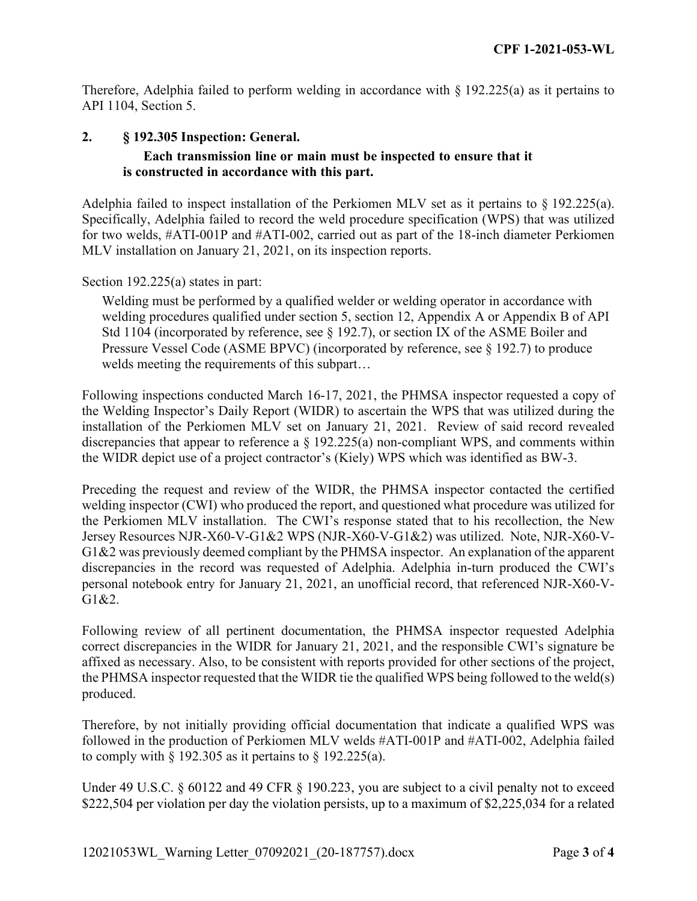Therefore, Adelphia failed to perform welding in accordance with § 192.225(a) as it pertains to API 1104, Section 5.

**2. § 192.305 Inspection: General.**

**Each transmission line or main must be inspected to ensure that it is constructed in accordance with this part.**

Adelphia failed to inspect installation of the Perkiomen MLV set as it pertains to § 192.225(a). Specifically, Adelphia failed to record the weld procedure specification (WPS) that was utilized for two welds, #ATI-001P and #ATI-002, carried out as part of the 18-inch diameter Perkiomen MLV installation on January 21, 2021, on its inspection reports.

Section 192.225(a) states in part:

> Welding must be performed by a qualified welder or welding operator in accordance with welding procedures qualified under section 5, section 12, Appendix A or Appendix B of API Std 1104 (incorporated by reference, see § 192.7), or section IX of the ASME Boiler and Pressure Vessel Code (ASME BPVC) (incorporated by reference, see § 192.7) to produce welds meeting the requirements of this subpart…

Following inspections conducted March 16-17, 2021, the PHMSA inspector requested a copy of the Welding Inspector's Daily Report (WIDR) to ascertain the WPS that was utilized during the installation of the Perkiomen MLV set on January 21, 2021. Review of said record revealed discrepancies that appear to reference a § 192.225(a) non-compliant WPS, and comments within the WIDR depict use of a project contractor's (Kiely) WPS which was identified as BW-3.

Preceding the request and review of the WIDR, the PHMSA inspector contacted the certified welding inspector (CWI) who produced the report, and questioned what procedure was utilized for the Perkiomen MLV installation. The CWI's response stated that to his recollection, the New Jersey Resources NJR-X60-V-G1&2 WPS (NJR-X60-V-G1&2) was utilized. Note, NJR-X60-V-G1&2 was previously deemed compliant by the PHMSA inspector. An explanation of the apparent discrepancies in the record was requested of Adelphia. Adelphia in-turn produced the CWI's personal notebook entry for January 21, 2021, an unofficial record, that referenced NJR-X60-V-G1&2.

Following review of all pertinent documentation, the PHMSA inspector requested Adelphia correct discrepancies in the WIDR for January 21, 2021, and the responsible CWI's signature be affixed as necessary. Also, to be consistent with reports provided for other sections of the project, the PHMSA inspector requested that the WIDR tie the qualified WPS being followed to the weld(s) produced.

Therefore, by not initially providing official documentation that indicate a qualified WPS was followed in the production of Perkiomen MLV welds #ATI-001P and #ATI-002, Adelphia failed to comply with § 192.305 as it pertains to § 192.225(a).

Under 49 U.S.C. § 60122 and 49 CFR § 190.223, you are subject to a civil penalty not to exceed $222,504 per violation per day the violation persists, up to a maximum of $2,225,034 for a related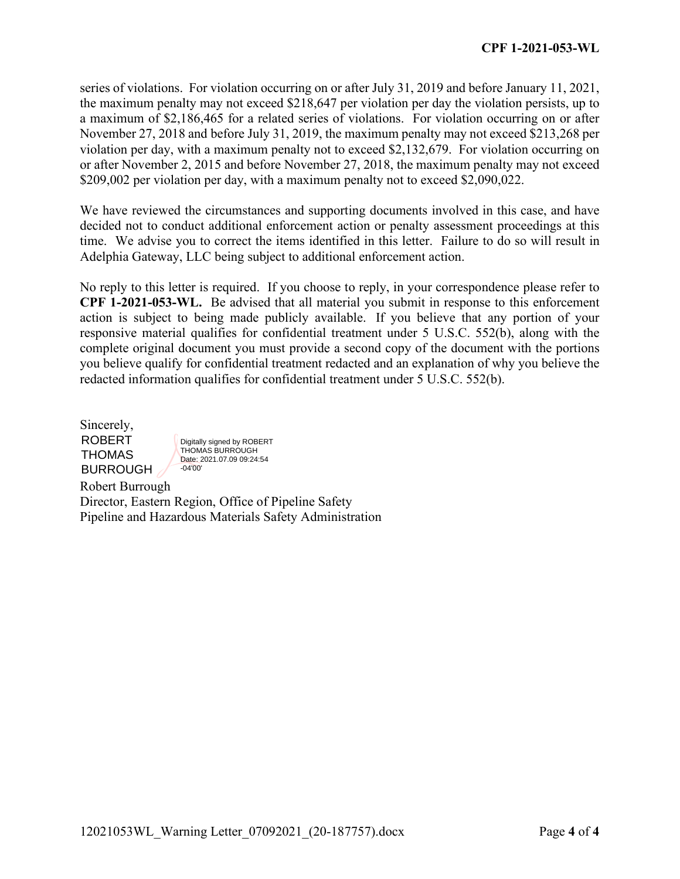series of violations. For violation occurring on or after July 31, 2019 and before January 11, 2021, the maximum penalty may not exceed $218,647 per violation per day the violation persists, up to a maximum of $2,186,465 for a related series of violations. For violation occurring on or after November 27, 2018 and before July 31, 2019, the maximum penalty may not exceed $213,268 per violation per day, with a maximum penalty not to exceed $2,132,679. For violation occurring on or after November 2, 2015 and before November 27, 2018, the maximum penalty may not exceed $209,002 per violation per day, with a maximum penalty not to exceed $2,090,022.

We have reviewed the circumstances and supporting documents involved in this case, and have decided not to conduct additional enforcement action or penalty assessment proceedings at this time. We advise you to correct the items identified in this letter. Failure to do so will result in Adelphia Gateway, LLC being subject to additional enforcement action.

No reply to this letter is required. If you choose to reply, in your correspondence please refer to **CPF 1-2021-053-WL.** Be advised that all material you submit in response to this enforcement action is subject to being made publicly available. If you believe that any portion of your responsive material qualifies for confidential treatment under 5 U.S.C. 552(b), along with the complete original document you must provide a second copy of the document with the portions you believe qualify for confidential treatment redacted and an explanation of why you believe the redacted information qualifies for confidential treatment under 5 U.S.C. 552(b).

Sincerely,

ROBERT THOMAS BURROUGH

Digitally signed by ROBERT THOMAS BURROUGH
Date: 2021.07.09 09:24:54 -04'00'

Robert Burrough
Director, Eastern Region, Office of Pipeline Safety
Pipeline and Hazardous Materials Safety Administration